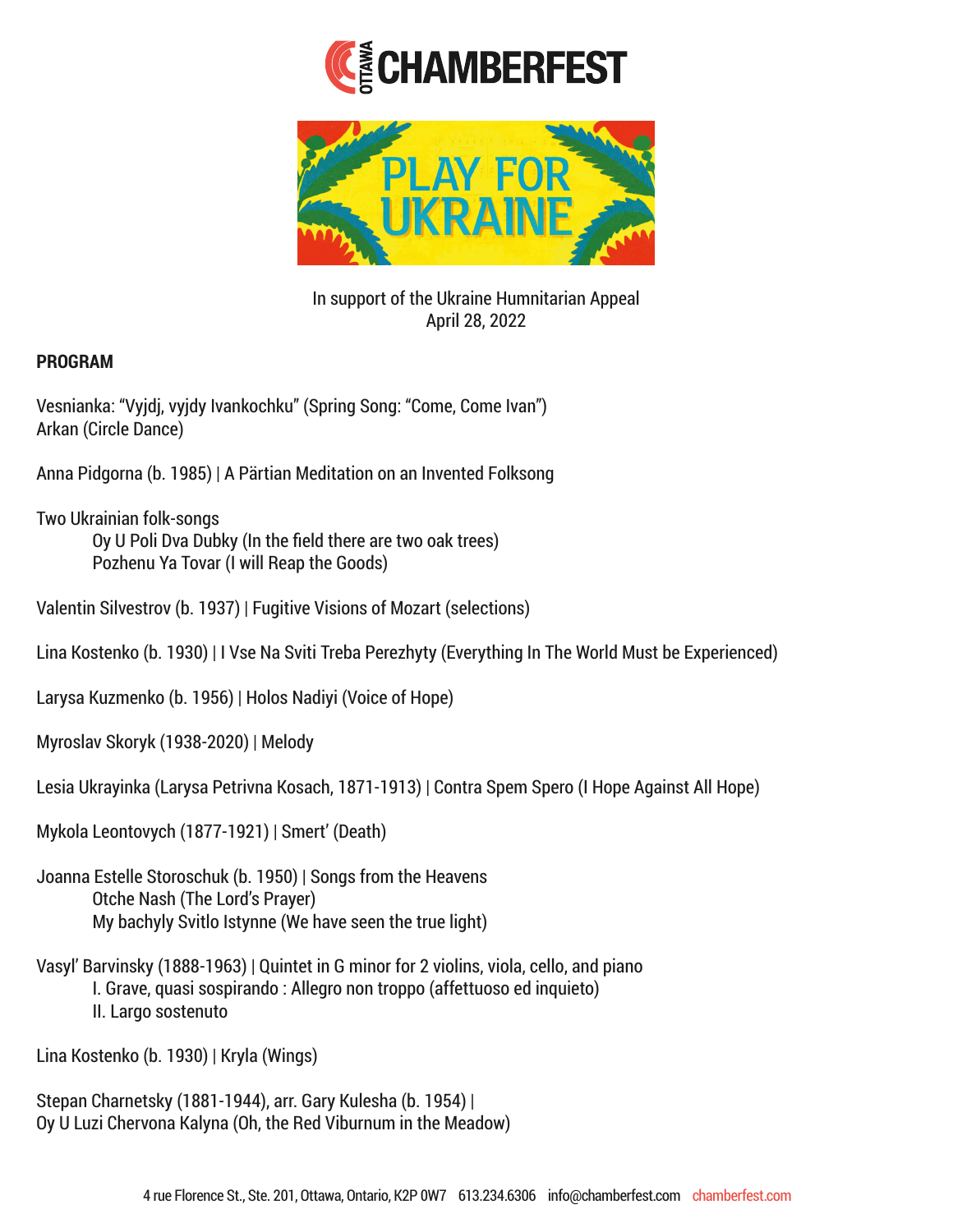# CHAMBERFEST

# PLAY FOR UKRAINE

In support of the Ukraine Humnitarian Appeal
April 28, 2022

**PROGRAM**

Vesnianka: "Vyjdj, vyjdy Ivankochku" (Spring Song: "Come, Come Ivan")
Arkan (Circle Dance)

Anna Pidgorna (b. 1985) | A Pärtian Meditation on an Invented Folksong

Two Ukrainian folk-songs
- Oy U Poli Dva Dubky (In the field there are two oak trees)
- Pozhenu Ya Tovar (I will Reap the Goods)

Valentin Silvestrov (b. 1937) | Fugitive Visions of Mozart (selections)

Lina Kostenko (b. 1930) | I Vse Na Sviti Treba Perezhyty (Everything In The World Must be Experienced)

Larysa Kuzmenko (b. 1956) | Holos Nadiyi (Voice of Hope)

Myroslav Skoryk (1938-2020) | Melody

Lesia Ukrayinka (Larysa Petrivna Kosach, 1871-1913) | Contra Spem Spero (I Hope Against All Hope)

Mykola Leontovych (1877-1921) | Smert' (Death)

Joanna Estelle Storoschuk (b. 1950) | Songs from the Heavens
- Otche Nash (The Lord's Prayer)
- My bachyly Svitlo Istynne (We have seen the true light)

Vasyl' Barvinsky (1888-1963) | Quintet in G minor for 2 violins, viola, cello, and piano
- I. Grave, quasi sospirando : Allegro non troppo (affettuoso ed inquieto)
- II. Largo sostenuto

Lina Kostenko (b. 1930) | Kryla (Wings)

Stepan Charnetsky (1881-1944), arr. Gary Kulesha (b. 1954) |
Oy U Luzi Chervona Kalyna (Oh, the Red Viburnum in the Meadow)

4 rue Florence St., Ste. 201, Ottawa, Ontario, K2P 0W7 613.234.6306 info@chamberfest.com chamberfest.com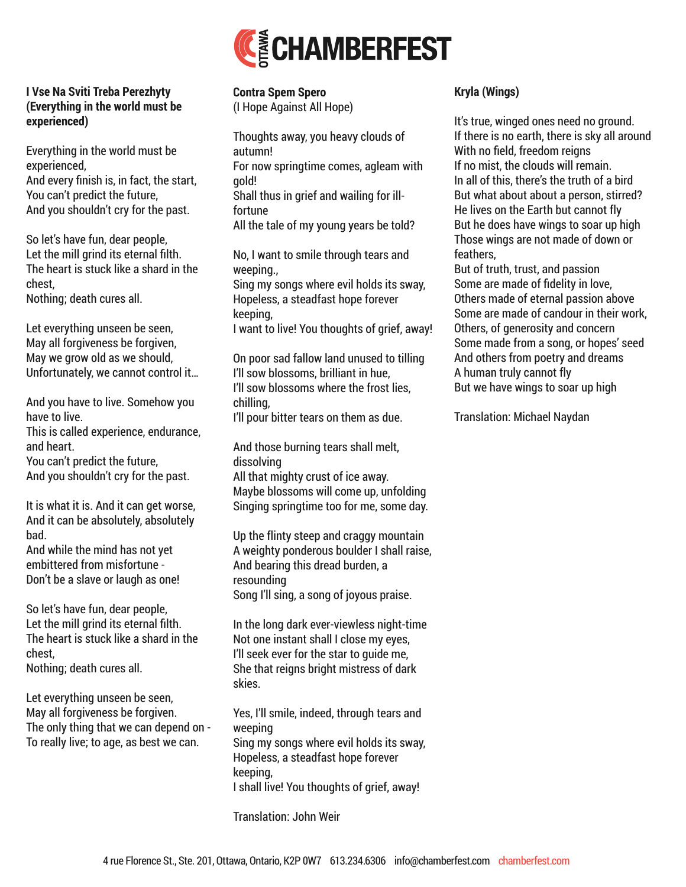**I Vse Na Sviti Treba Perezhyty (Everything in the world must be experienced)**

Everything in the world must be experienced,
And every finish is, in fact, the start,
You can't predict the future,
And you shouldn't cry for the past.

So let's have fun, dear people,
Let the mill grind its eternal filth.
The heart is stuck like a shard in the chest,
Nothing; death cures all.

Let everything unseen be seen,
May all forgiveness be forgiven,
May we grow old as we should,
Unfortunately, we cannot control it…

And you have to live. Somehow you have to live.
This is called experience, endurance, and heart.
You can't predict the future,
And you shouldn't cry for the past.

It is what it is. And it can get worse,
And it can be absolutely, absolutely bad.
And while the mind has not yet embittered from misfortune -
Don't be a slave or laugh as one!

So let's have fun, dear people,
Let the mill grind its eternal filth.
The heart is stuck like a shard in the chest,
Nothing; death cures all.

Let everything unseen be seen,
May all forgiveness be forgiven.
The only thing that we can depend on -
To really live; to age, as best we can.

**Contra Spem Spero**
(I Hope Against All Hope)

Thoughts away, you heavy clouds of autumn!
For now springtime comes, agleam with gold!
Shall thus in grief and wailing for ill-fortune
All the tale of my young years be told?

No, I want to smile through tears and weeping.,
Sing my songs where evil holds its sway,
Hopeless, a steadfast hope forever keeping,
I want to live! You thoughts of grief, away!

On poor sad fallow land unused to tilling
I'll sow blossoms, brilliant in hue,
I'll sow blossoms where the frost lies, chilling,
I'll pour bitter tears on them as due.

And those burning tears shall melt, dissolving
All that mighty crust of ice away.
Maybe blossoms will come up, unfolding
Singing springtime too for me, some day.

Up the flinty steep and craggy mountain
A weighty ponderous boulder I shall raise,
And bearing this dread burden, a resounding
Song I'll sing, a song of joyous praise.

In the long dark ever-viewless night-time
Not one instant shall I close my eyes,
I'll seek ever for the star to guide me,
She that reigns bright mistress of dark skies.

Yes, I'll smile, indeed, through tears and weeping
Sing my songs where evil holds its sway,
Hopeless, a steadfast hope forever keeping,
I shall live! You thoughts of grief, away!

Translation: John Weir

**Kryla (Wings)**

It's true, winged ones need no ground.
If there is no earth, there is sky all around
With no field, freedom reigns
If no mist, the clouds will remain.
In all of this, there's the truth of a bird
But what about about a person, stirred?
He lives on the Earth but cannot fly
But he does have wings to soar up high
Those wings are not made of down or feathers,
But of truth, trust, and passion
Some are made of fidelity in love,
Others made of eternal passion above
Some are made of candour in their work,
Others, of generosity and concern
Some made from a song, or hopes' seed
And others from poetry and dreams
A human truly cannot fly
But we have wings to soar up high

Translation: Michael Naydan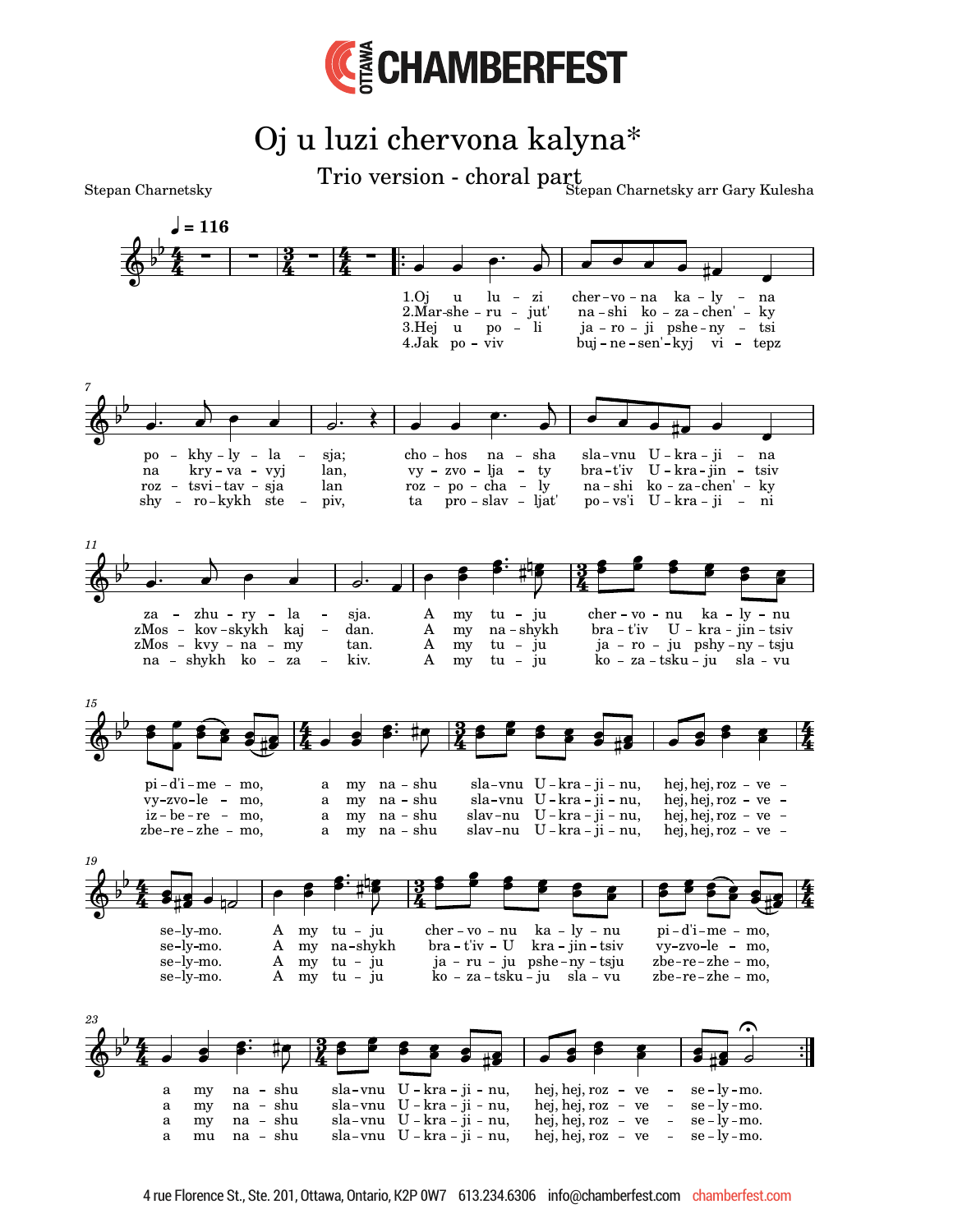# Oj u luzi chervona kalyna*

## Trio version - choral part

Stepan Charnetsky

Stepan Charnetsky arr Gary Kulesha

♩ = 116

1.Oj u lu - zi cher - vo - na ka - ly - na po - khy - ly - la - sja; cho - hos na - sha sla - vnu U - kra - ji - na za - zhu - ry - la - sja. A my tu - ju cher - vo - nu ka - ly - nu pi - d'i - me - mo, a my na - shu sla - vnu U - kra - ji - nu, hej, hej, roz - ve - se - ly - mo. A my tu - ju cher - vo - nu ka - ly - nu pi - d'i - me - mo, a my na - shu sla - vnu U - kra - ji - nu, hej, hej, roz - ve - se - ly - mo.

2.Mar-she - ru - jut' na - shi ko - za - chen' - ky na kry - va - vyj lan, vy - zvo - lja - ty bra - t'iv U - kra - jin - tsiv zMos - kov - skykh kaj - dan. A my na - shykh bra - t'iv U - kra - jin - tsiv vy - zvo - le - mo, a my na - shu sla - vnu U - kra - ji - nu, hej, hej, roz - ve - se - ly - mo. A my na - shykh bra - t'iv - U kra - jin - tsiv vy - zvo - le - mo, a my na - shu sla - vnu U - kra - ji - nu, hej, hej, roz - ve - se - ly - mo.

3.Hej u po - li ja - ro - ji pshe - ny - tsi roz - tsvi - tav - sja lan roz - po - cha - ly na - shi ko - za - chen' - ky zMos - kvy - na - my tan. A my tu - ju ja - ro - ju pshy - ny - tsju iz - be - re - mo, a my na - shu slav - nu U - kra - ji - nu, hej, hej, roz - ve - se - ly - mo. A my tu - ju ja - ru - ju pshe - ny - tsju zbe - re - zhe - mo, a my na - shu sla - vnu U - kra - ji - nu, hej, hej, roz - ve - se - ly - mo.

4.Jak po - viv buj - ne - sen' - kyj vi - tepz shy - ro - kykh ste - piv, ta pro - slav - ljat' po - vs'i U - kra - ji - ni na - shykh ko - za - kiv. A my tu - ju ko - za - tsku - ju sla - vu zbe - re - zhe - mo, a my na - shu slav - nu U - kra - ji - nu, hej, hej, roz - ve - se - ly - mo. A my tu - ju ko - za - tsku - ju sla - vu zbe - re - zhe - mo, a mu na - shu sla - vnu U - kra - ji - nu, hej, hej, roz - ve - se - ly - mo.